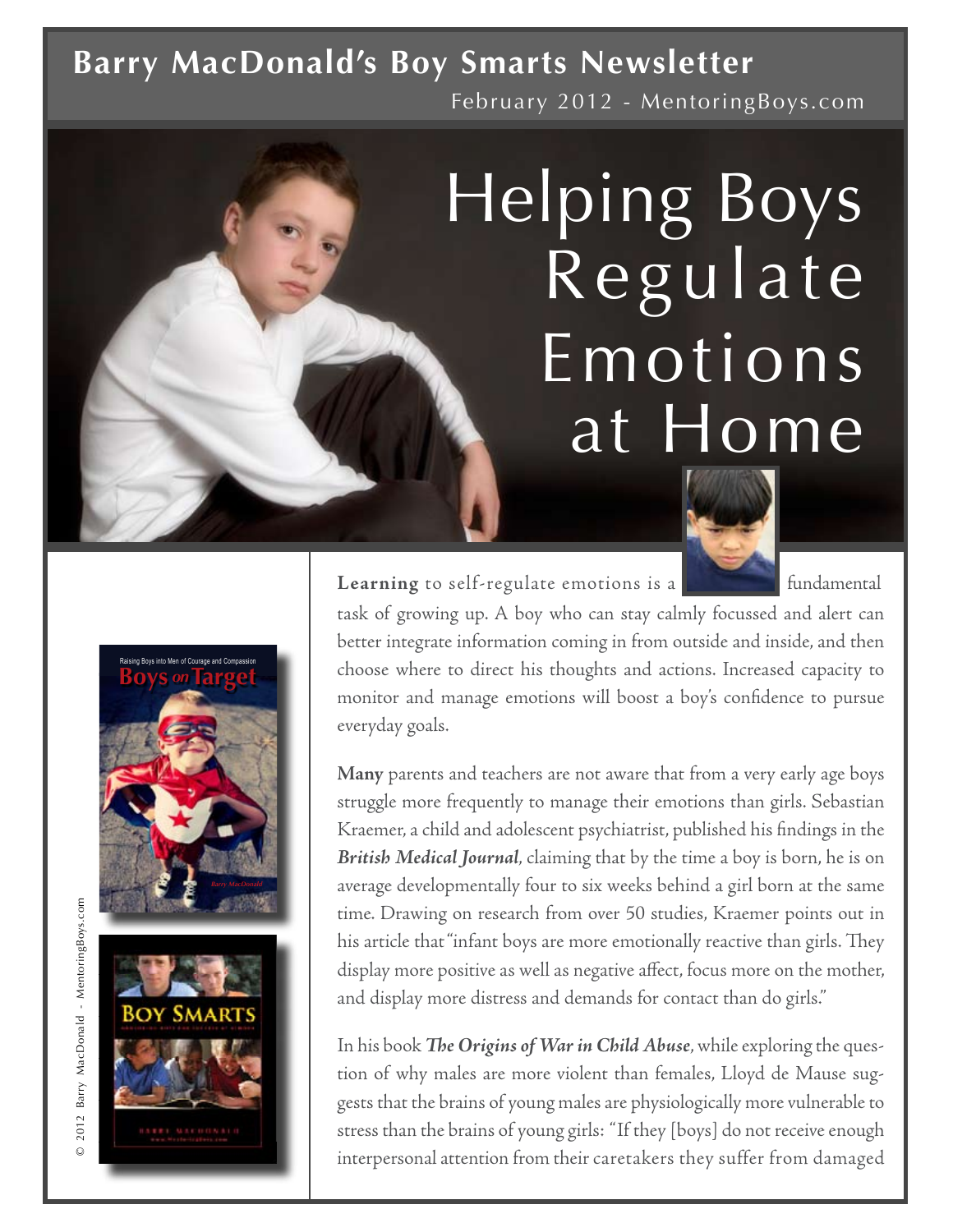# Barry MacDonald's Boy Smarts Newsletter

February 2012 - MentoringBoys.com

# Helping Boys Regulate Emotions at Home

**Learning** to self-regulate emotions is a fundamental task of growing up. A boy who can stay calmly focussed and alert can better integrate information coming in from outside and inside, and then choose where to direct his thoughts and actions. Increased capacity to monitor and manage emotions will boost a boy's confidence to pursue everyday goals.

**Many** parents and teachers are not aware that from a very early age boys struggle more frequently to manage their emotions than girls. Sebastian Kraemer, a child and adolescent psychiatrist, published his findings in the ***British Medical Journal***, claiming that by the time a boy is born, he is on average developmentally four to six weeks behind a girl born at the same time. Drawing on research from over 50 studies, Kraemer points out in his article that "infant boys are more emotionally reactive than girls. They display more positive as well as negative affect, focus more on the mother, and display more distress and demands for contact than do girls."

In his book ***The Origins of War in Child Abuse***, while exploring the question of why males are more violent than females, Lloyd de Mause suggests that the brains of young males are physiologically more vulnerable to stress than the brains of young girls: "If they [boys] do not receive enough interpersonal attention from their caretakers they suffer from damaged

© 2012 Barry MacDonald - MentoringBoys.com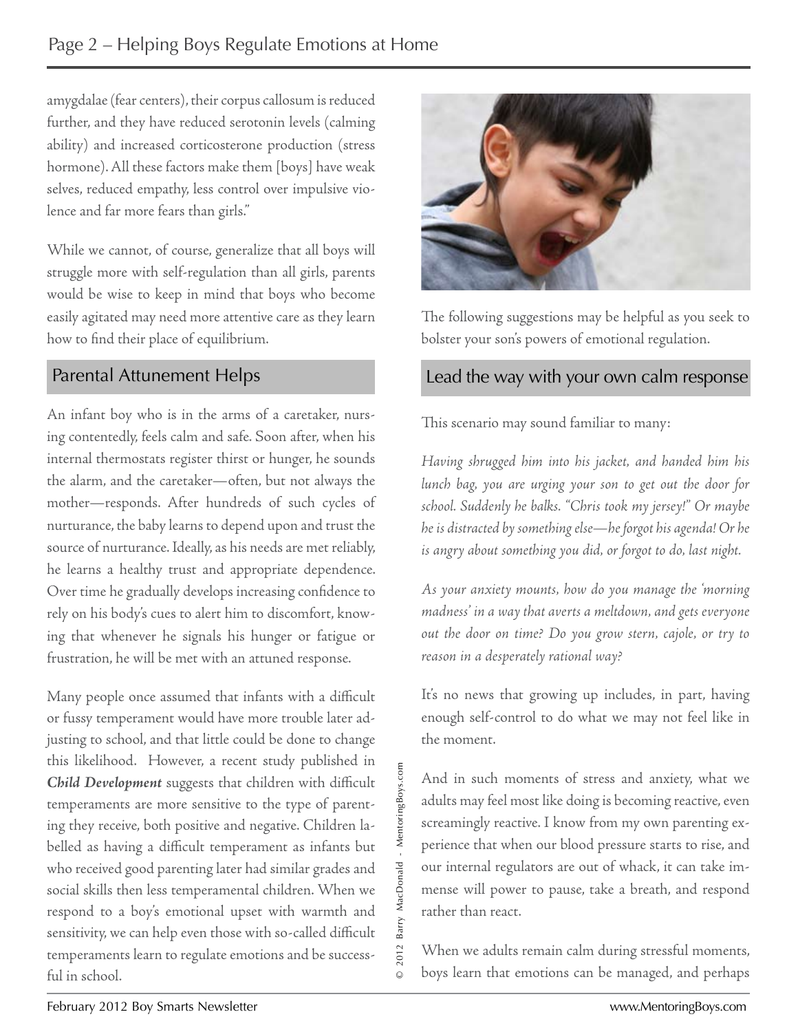amygdalae (fear centers), their corpus callosum is reduced further, and they have reduced serotonin levels (calming ability) and increased corticosterone production (stress hormone). All these factors make them [boys] have weak selves, reduced empathy, less control over impulsive violence and far more fears than girls."

While we cannot, of course, generalize that all boys will struggle more with self-regulation than all girls, parents would be wise to keep in mind that boys who become easily agitated may need more attentive care as they learn how to find their place of equilibrium.

## Parental Attunement Helps

An infant boy who is in the arms of a caretaker, nursing contentedly, feels calm and safe. Soon after, when his internal thermostats register thirst or hunger, he sounds the alarm, and the caretaker—often, but not always the mother—responds. After hundreds of such cycles of nurturance, the baby learns to depend upon and trust the source of nurturance. Ideally, as his needs are met reliably, he learns a healthy trust and appropriate dependence. Over time he gradually develops increasing confidence to rely on his body's cues to alert him to discomfort, knowing that whenever he signals his hunger or fatigue or frustration, he will be met with an attuned response.

Many people once assumed that infants with a difficult or fussy temperament would have more trouble later adjusting to school, and that little could be done to change this likelihood. However, a recent study published in ***Child Development*** suggests that children with difficult temperaments are more sensitive to the type of parenting they receive, both positive and negative. Children labelled as having a difficult temperament as infants but who received good parenting later had similar grades and social skills then less temperamental children. When we respond to a boy's emotional upset with warmth and sensitivity, we can help even those with so-called difficult temperaments learn to regulate emotions and be successful in school.

The following suggestions may be helpful as you seek to bolster your son's powers of emotional regulation.

## Lead the way with your own calm response

This scenario may sound familiar to many:

*Having shrugged him into his jacket, and handed him his lunch bag, you are urging your son to get out the door for school. Suddenly he balks. "Chris took my jersey!" Or maybe he is distracted by something else—he forgot his agenda! Or he is angry about something you did, or forgot to do, last night.*

*As your anxiety mounts, how do you manage the 'morning madness' in a way that averts a meltdown, and gets everyone out the door on time? Do you grow stern, cajole, or try to reason in a desperately rational way?*

It's no news that growing up includes, in part, having enough self-control to do what we may not feel like in the moment.

And in such moments of stress and anxiety, what we adults may feel most like doing is becoming reactive, even screamingly reactive. I know from my own parenting experience that when our blood pressure starts to rise, and our internal regulators are out of whack, it can take immense will power to pause, take a breath, and respond rather than react.

When we adults remain calm during stressful moments, boys learn that emotions can be managed, and perhaps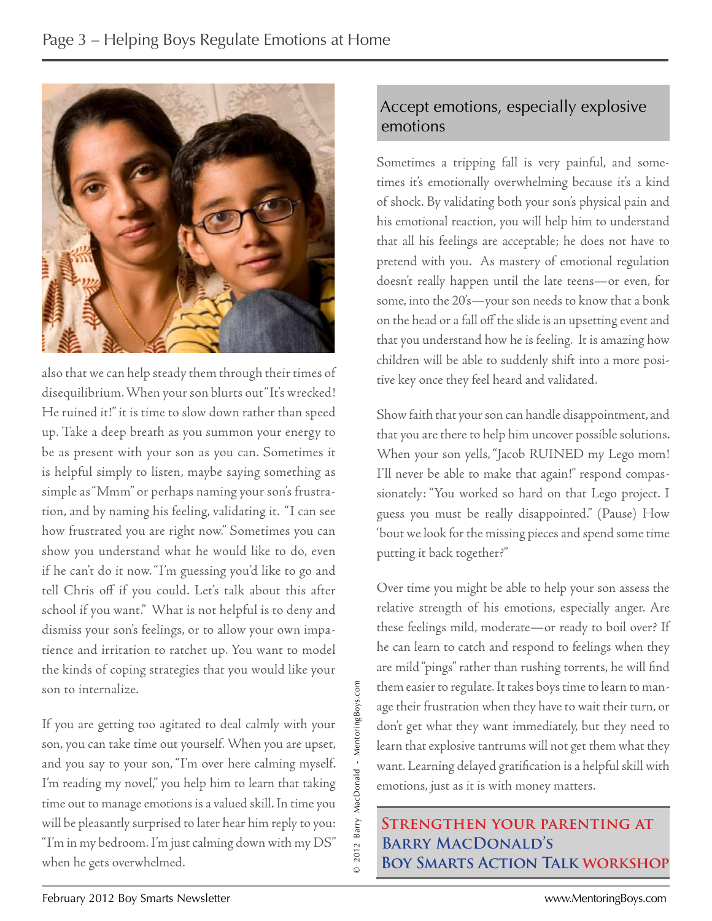also that we can help steady them through their times of disequilibrium. When your son blurts out "It's wrecked! He ruined it!" it is time to slow down rather than speed up. Take a deep breath as you summon your energy to be as present with your son as you can. Sometimes it is helpful simply to listen, maybe saying something as simple as "Mmm" or perhaps naming your son's frustration, and by naming his feeling, validating it. "I can see how frustrated you are right now." Sometimes you can show you understand what he would like to do, even if he can't do it now. "I'm guessing you'd like to go and tell Chris off if you could. Let's talk about this after school if you want." What is not helpful is to deny and dismiss your son's feelings, or to allow your own impatience and irritation to ratchet up. You want to model the kinds of coping strategies that you would like your son to internalize.

If you are getting too agitated to deal calmly with your son, you can take time out yourself. When you are upset, and you say to your son, "I'm over here calming myself. I'm reading my novel," you help him to learn that taking time out to manage emotions is a valued skill. In time you will be pleasantly surprised to later hear him reply to you: "I'm in my bedroom. I'm just calming down with my DS" when he gets overwhelmed.

## Accept emotions, especially explosive emotions

Sometimes a tripping fall is very painful, and sometimes it's emotionally overwhelming because it's a kind of shock. By validating both your son's physical pain and his emotional reaction, you will help him to understand that all his feelings are acceptable; he does not have to pretend with you. As mastery of emotional regulation doesn't really happen until the late teens—or even, for some, into the 20's—your son needs to know that a bonk on the head or a fall off the slide is an upsetting event and that you understand how he is feeling. It is amazing how children will be able to suddenly shift into a more positive key once they feel heard and validated.

Show faith that your son can handle disappointment, and that you are there to help him uncover possible solutions. When your son yells, "Jacob RUINED my Lego mom! I'll never be able to make that again!" respond compassionately: "You worked so hard on that Lego project. I guess you must be really disappointed." (Pause) How 'bout we look for the missing pieces and spend some time putting it back together?"

Over time you might be able to help your son assess the relative strength of his emotions, especially anger. Are these feelings mild, moderate—or ready to boil over? If he can learn to catch and respond to feelings when they are mild "pings" rather than rushing torrents, he will find them easier to regulate. It takes boys time to learn to manage their frustration when they have to wait their turn, or don't get what they want immediately, but they need to learn that explosive tantrums will not get them what they want. Learning delayed gratification is a helpful skill with emotions, just as it is with money matters.

**Strengthen your parenting at Barry MacDonald's Boy Smarts Action Talk workshop**

© 2012 Barry MacDonald - MentoringBoys.com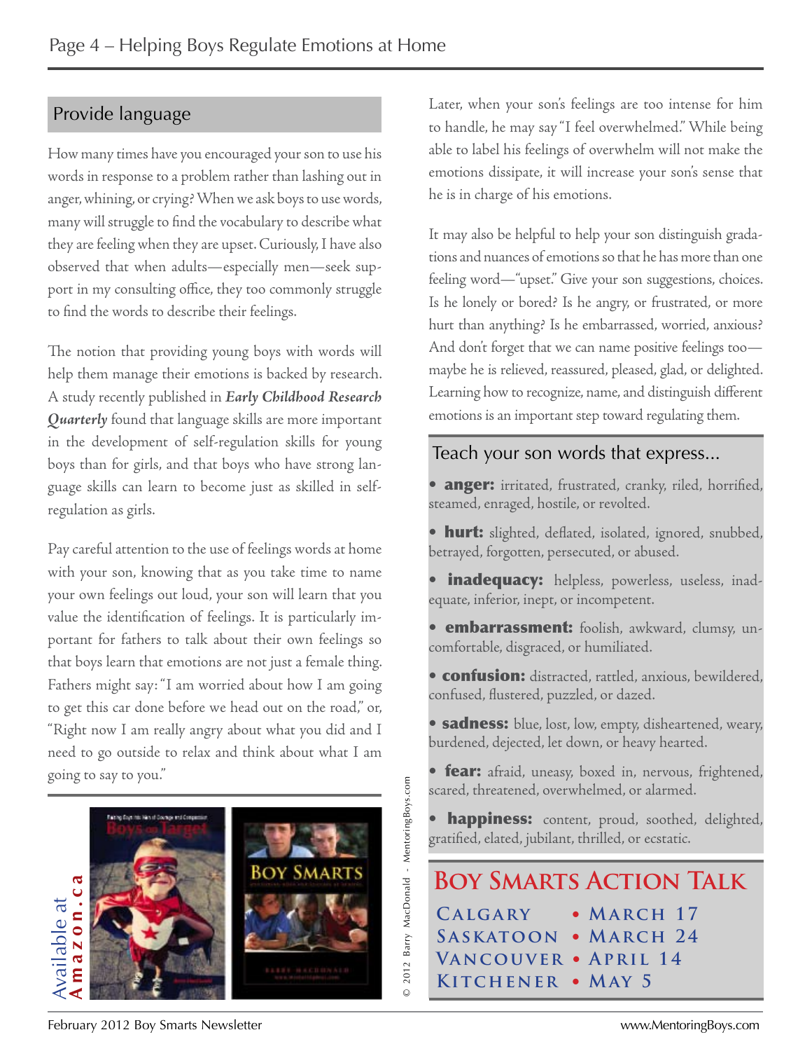## Provide language

How many times have you encouraged your son to use his words in response to a problem rather than lashing out in anger, whining, or crying? When we ask boys to use words, many will struggle to find the vocabulary to describe what they are feeling when they are upset. Curiously, I have also observed that when adults—especially men—seek support in my consulting office, they too commonly struggle to find the words to describe their feelings.

The notion that providing young boys with words will help them manage their emotions is backed by research. A study recently published in ***Early Childhood Research Quarterly*** found that language skills are more important in the development of self-regulation skills for young boys than for girls, and that boys who have strong language skills can learn to become just as skilled in self-regulation as girls.

Pay careful attention to the use of feelings words at home with your son, knowing that as you take time to name your own feelings out loud, your son will learn that you value the identification of feelings. It is particularly important for fathers to talk about their own feelings so that boys learn that emotions are not just a female thing. Fathers might say: "I am worried about how I am going to get this car done before we head out on the road," or, "Right now I am really angry about what you did and I need to go outside to relax and think about what I am going to say to you."

Later, when your son's feelings are too intense for him to handle, he may say "I feel overwhelmed." While being able to label his feelings of overwhelm will not make the emotions dissipate, it will increase your son's sense that he is in charge of his emotions.

It may also be helpful to help your son distinguish gradations and nuances of emotions so that he has more than one feeling word—"upset." Give your son suggestions, choices. Is he lonely or bored? Is he angry, or frustrated, or more hurt than anything? Is he embarrassed, worried, anxious? And don't forget that we can name positive feelings too—maybe he is relieved, reassured, pleased, glad, or delighted. Learning how to recognize, name, and distinguish different emotions is an important step toward regulating them.

### Teach your son words that express...

- **anger:** irritated, frustrated, cranky, riled, horrified, steamed, enraged, hostile, or revolted.
- **hurt:** slighted, deflated, isolated, ignored, snubbed, betrayed, forgotten, persecuted, or abused.
- **inadequacy:** helpless, powerless, useless, inadequate, inferior, inept, or incompetent.
- **embarrassment:** foolish, awkward, clumsy, uncomfortable, disgraced, or humiliated.
- **confusion:** distracted, rattled, anxious, bewildered, confused, flustered, puzzled, or dazed.
- **sadness:** blue, lost, low, empty, disheartened, weary, burdened, dejected, let down, or heavy hearted.
- **fear:** afraid, uneasy, boxed in, nervous, frightened, scared, threatened, overwhelmed, or alarmed.
- **happiness:** content, proud, soothed, delighted, gratified, elated, jubilant, thrilled, or ecstatic.

Available at **Amazon.ca**

Boys on Target — Boy Smarts

© 2012 Barry MacDonald - MentoringBoys.com

## Boy Smarts Action Talk

Calgary • March 17
Saskatoon • March 24
Vancouver • April 14
Kitchener • May 5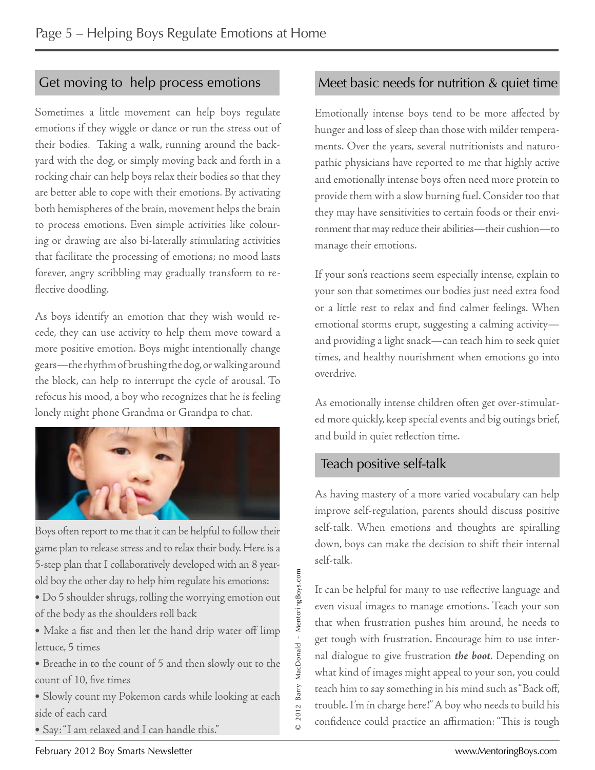## Get moving to help process emotions

Sometimes a little movement can help boys regulate emotions if they wiggle or dance or run the stress out of their bodies. Taking a walk, running around the backyard with the dog, or simply moving back and forth in a rocking chair can help boys relax their bodies so that they are better able to cope with their emotions. By activating both hemispheres of the brain, movement helps the brain to process emotions. Even simple activities like colouring or drawing are also bi-laterally stimulating activities that facilitate the processing of emotions; no mood lasts forever, angry scribbling may gradually transform to reflective doodling.

As boys identify an emotion that they wish would recede, they can use activity to help them move toward a more positive emotion. Boys might intentionally change gears—the rhythm of brushing the dog, or walking around the block, can help to interrupt the cycle of arousal. To refocus his mood, a boy who recognizes that he is feeling lonely might phone Grandma or Grandpa to chat.

Boys often report to me that it can be helpful to follow their game plan to release stress and to relax their body. Here is a 5-step plan that I collaboratively developed with an 8 year-old boy the other day to help him regulate his emotions:

- Do 5 shoulder shrugs, rolling the worrying emotion out of the body as the shoulders roll back
- Make a fist and then let the hand drip water off limp lettuce, 5 times
- Breathe in to the count of 5 and then slowly out to the count of 10, five times
- Slowly count my Pokemon cards while looking at each side of each card
- Say: "I am relaxed and I can handle this."

© 2012 Barry MacDonald - MentoringBoys.com

## Meet basic needs for nutrition & quiet time

Emotionally intense boys tend to be more affected by hunger and loss of sleep than those with milder temperaments. Over the years, several nutritionists and naturopathic physicians have reported to me that highly active and emotionally intense boys often need more protein to provide them with a slow burning fuel. Consider too that they may have sensitivities to certain foods or their environment that may reduce their abilities—their cushion—to manage their emotions.

If your son's reactions seem especially intense, explain to your son that sometimes our bodies just need extra food or a little rest to relax and find calmer feelings. When emotional storms erupt, suggesting a calming activity—and providing a light snack—can teach him to seek quiet times, and healthy nourishment when emotions go into overdrive.

As emotionally intense children often get over-stimulated more quickly, keep special events and big outings brief, and build in quiet reflection time.

## Teach positive self-talk

As having mastery of a more varied vocabulary can help improve self-regulation, parents should discuss positive self-talk. When emotions and thoughts are spiralling down, boys can make the decision to shift their internal self-talk.

It can be helpful for many to use reflective language and even visual images to manage emotions. Teach your son that when frustration pushes him around, he needs to get tough with frustration. Encourage him to use internal dialogue to give frustration ***the boot***. Depending on what kind of images might appeal to your son, you could teach him to say something in his mind such as "Back off, trouble. I'm in charge here!" A boy who needs to build his confidence could practice an affirmation: "This is tough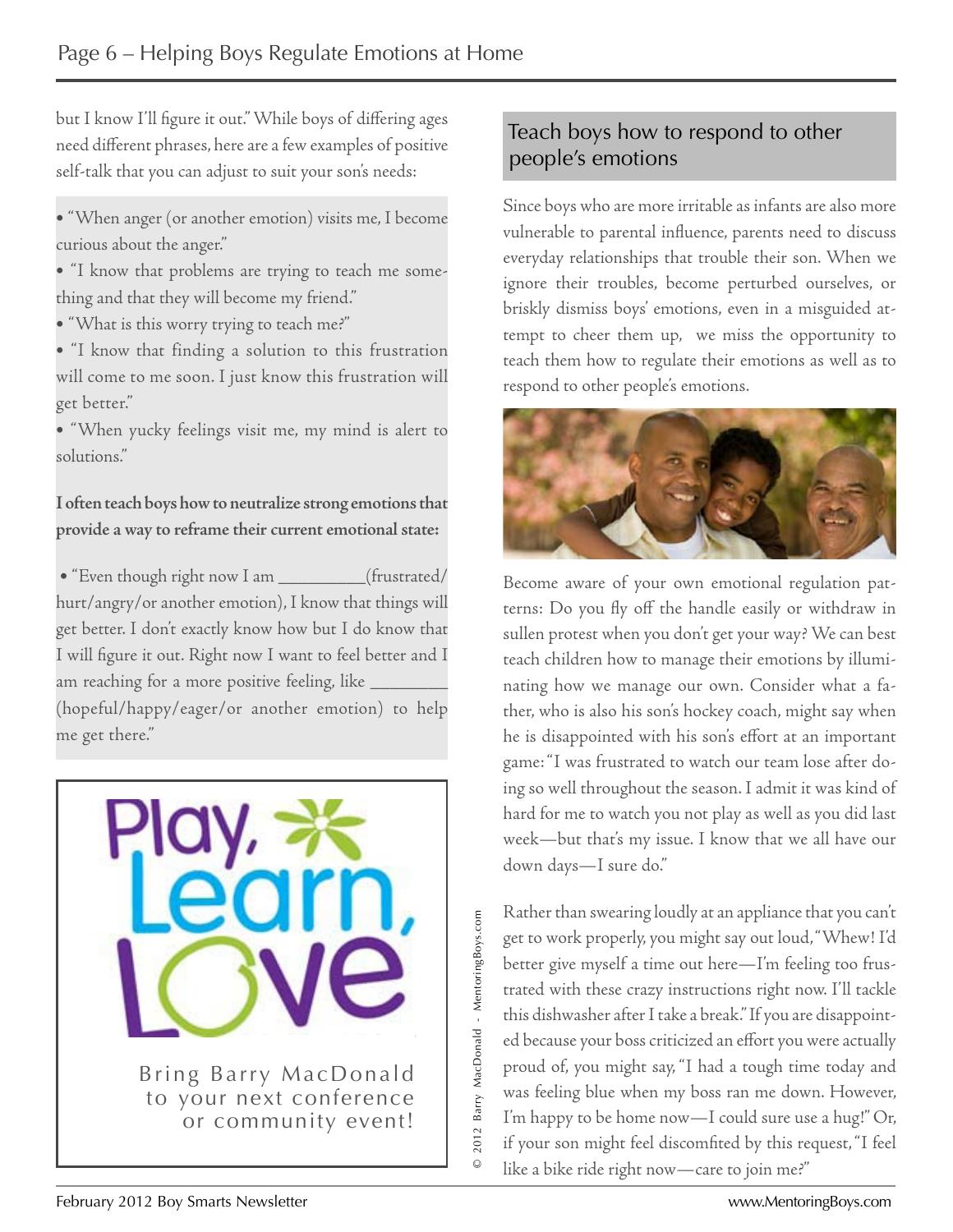but I know I'll figure it out." While boys of differing ages need different phrases, here are a few examples of positive self-talk that you can adjust to suit your son's needs:

- "When anger (or another emotion) visits me, I become curious about the anger."
- "I know that problems are trying to teach me something and that they will become my friend."
- "What is this worry trying to teach me?"
- "I know that finding a solution to this frustration will come to me soon. I just know this frustration will get better."
- "When yucky feelings visit me, my mind is alert to solutions."

**I often teach boys how to neutralize strong emotions that provide a way to reframe their current emotional state:**

- "Even though right now I am _________(frustrated/hurt/angry/or another emotion), I know that things will get better. I don't exactly know how but I do know that I will figure it out. Right now I want to feel better and I am reaching for a more positive feeling, like _________ (hopeful/happy/eager/or another emotion) to help me get there."

Play, Learn, Love

Bring Barry MacDonald to your next conference or community event!

© 2012 Barry MacDonald - MentoringBoys.com

## Teach boys how to respond to other people's emotions

Since boys who are more irritable as infants are also more vulnerable to parental influence, parents need to discuss everyday relationships that trouble their son. When we ignore their troubles, become perturbed ourselves, or briskly dismiss boys' emotions, even in a misguided attempt to cheer them up, we miss the opportunity to teach them how to regulate their emotions as well as to respond to other people's emotions.

Become aware of your own emotional regulation patterns: Do you fly off the handle easily or withdraw in sullen protest when you don't get your way? We can best teach children how to manage their emotions by illuminating how we manage our own. Consider what a father, who is also his son's hockey coach, might say when he is disappointed with his son's effort at an important game: "I was frustrated to watch our team lose after doing so well throughout the season. I admit it was kind of hard for me to watch you not play as well as you did last week—but that's my issue. I know that we all have our down days—I sure do."

Rather than swearing loudly at an appliance that you can't get to work properly, you might say out loud, "Whew! I'd better give myself a time out here—I'm feeling too frustrated with these crazy instructions right now. I'll tackle this dishwasher after I take a break." If you are disappointed because your boss criticized an effort you were actually proud of, you might say, "I had a tough time today and was feeling blue when my boss ran me down. However, I'm happy to be home now—I could sure use a hug!" Or, if your son might feel discomfited by this request, "I feel like a bike ride right now—care to join me?"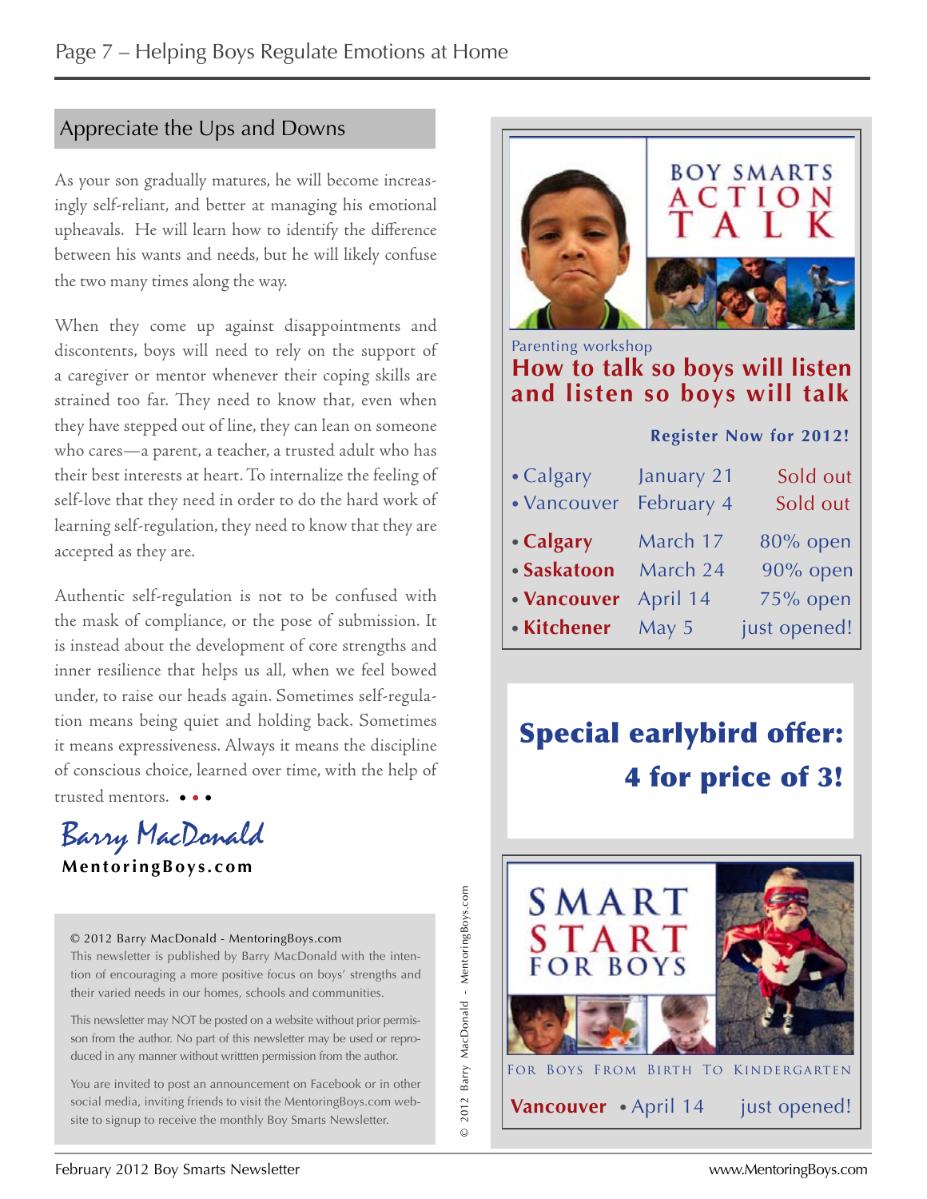## Appreciate the Ups and Downs

As your son gradually matures, he will become increasingly self-reliant, and better at managing his emotional upheavals. He will learn how to identify the difference between his wants and needs, but he will likely confuse the two many times along the way.

When they come up against disappointments and discontents, boys will need to rely on the support of a caregiver or mentor whenever their coping skills are strained too far. They need to know that, even when they have stepped out of line, they can lean on someone who cares—a parent, a teacher, a trusted adult who has their best interests at heart. To internalize the feeling of self-love that they need in order to do the hard work of learning self-regulation, they need to know that they are accepted as they are.

Authentic self-regulation is not to be confused with the mask of compliance, or the pose of submission. It is instead about the development of core strengths and inner resilience that helps us all, when we feel bowed under, to raise our heads again. Sometimes self-regulation means being quiet and holding back. Sometimes it means expressiveness. Always it means the discipline of conscious choice, learned over time, with the help of trusted mentors. • • •

*Barry MacDonald*

**MentoringBoys.com**

© 2012 Barry MacDonald - MentoringBoys.com

This newsletter is published by Barry MacDonald with the intention of encouraging a more positive focus on boys' strengths and their varied needs in our homes, schools and communities.

This newsletter may NOT be posted on a website without prior permisson from the author. No part of this newsletter may be used or reproduced in any manner without writtten permission from the author.

You are invited to post an announcement on Facebook or in other social media, inviting friends to visit the MentoringBoys.com website to signup to receive the monthly Boy Smarts Newsletter.

© 2012 Barry MacDonald - MentoringBoys.com

---

**BOY SMARTS ACTION TALK**

Parenting workshop

**How to talk so boys will listen and listen so boys will talk**

**Register Now for 2012!**

| City | Date | Status |
|---|---|---|
| • Calgary | January 21 | Sold out |
| • Vancouver | February 4 | Sold out |
| • **Calgary** | March 17 | 80% open |
| • **Saskatoon** | March 24 | 90% open |
| • **Vancouver** | April 14 | 75% open |
| • **Kitchener** | May 5 | just opened! |

**Special earlybird offer: 4 for price of 3!**

---

**SMART START FOR BOYS**

FOR BOYS FROM BIRTH TO KINDERGARTEN

**Vancouver** • April 14 just opened!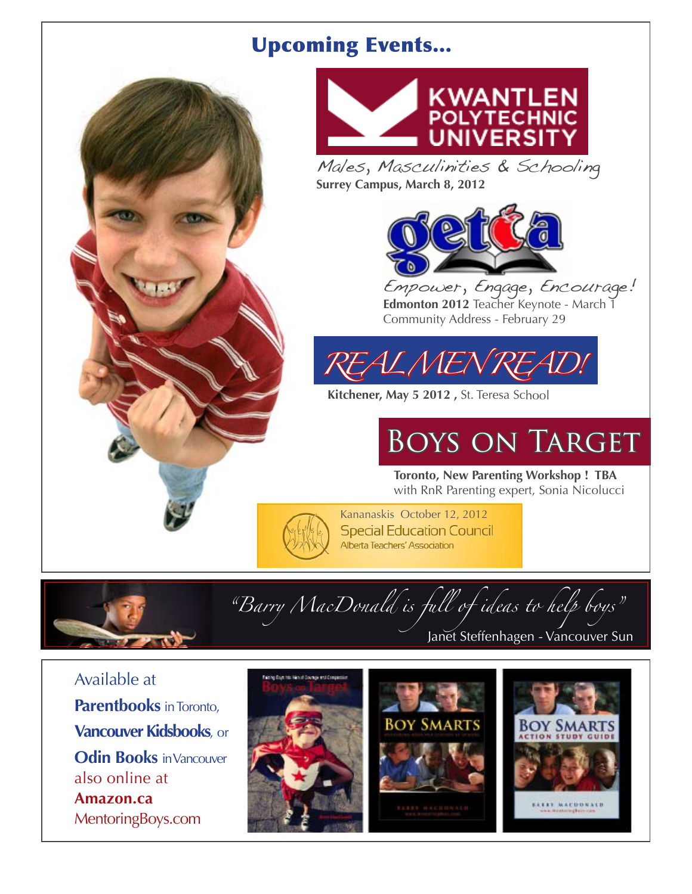## Upcoming Events...

**KWANTLEN POLYTECHNIC UNIVERSITY**

*Males, Masculinities & Schooling*

**Surrey Campus, March 8, 2012**

**getca**

*Empower, Engage, Encourage!*

**Edmonton 2012** Teacher Keynote - March 1

Community Address - February 29

*REAL MEN READ!*

**Kitchener, May 5 2012 ,** St. Teresa School

**BOYS ON TARGET**

**Toronto, New Parenting Workshop ! TBA**

with RnR Parenting expert, Sonia Nicolucci

Kananaskis October 12, 2012

Special Education Council

Alberta Teachers' Association

*"Barry MacDonald is full of ideas to help boys"*

Janet Steffenhagen - Vancouver Sun

Available at

**Parentbooks** in Toronto,

**Vancouver Kidsbooks**, or

**Odin Books** in Vancouver

also online at

**Amazon.ca**

MentoringBoys.com